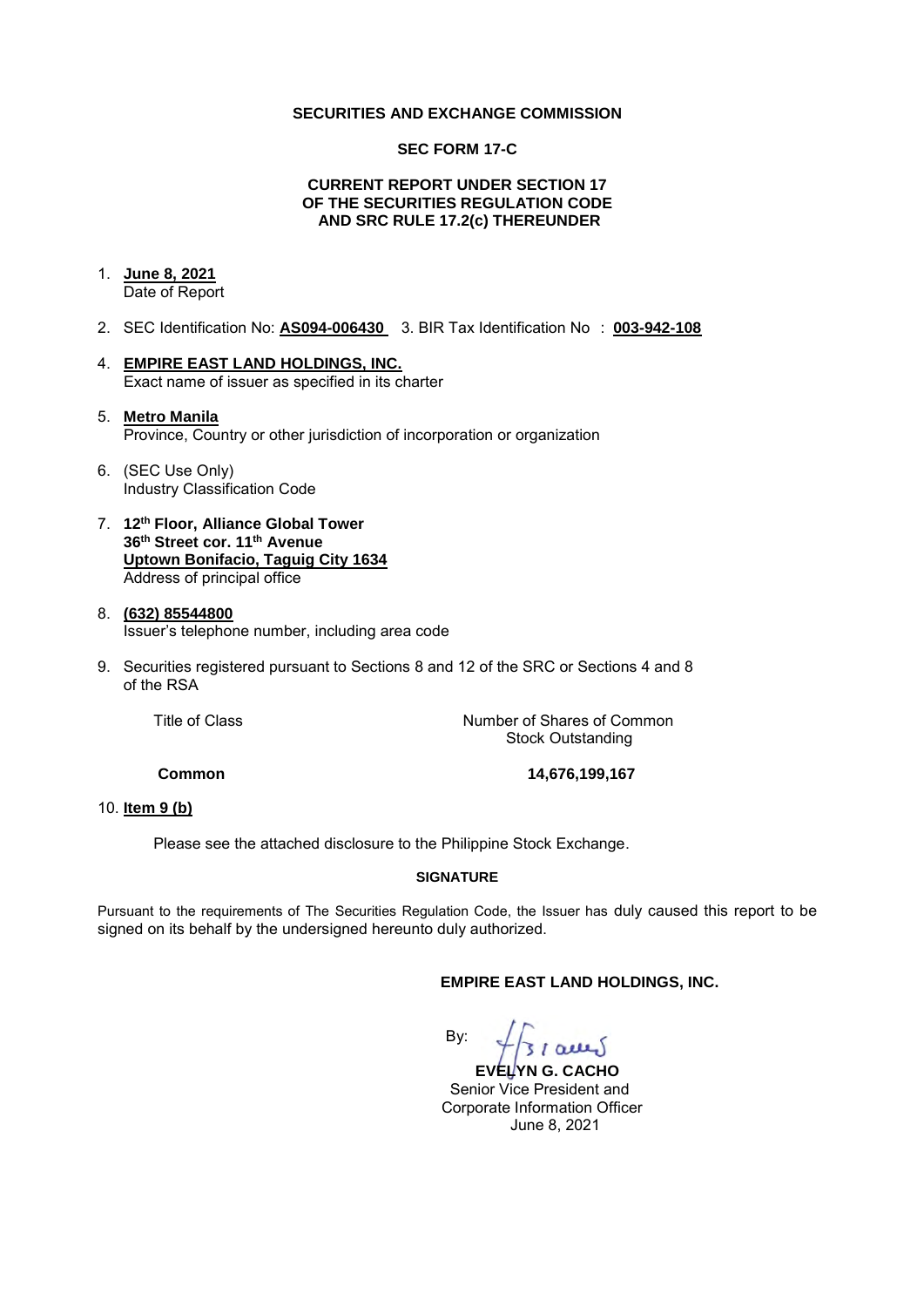**SECURITIES AND EXCHANGE COMMISSION**

**SEC FORM 17-C**

**CURRENT REPORT UNDER SECTION 17**
**OF THE SECURITIES REGULATION CODE**
**AND SRC RULE 17.2(c) THEREUNDER**

1. **June 8, 2021**
   Date of Report

2. SEC Identification No: **AS094-006430** 3. BIR Tax Identification No : **003-942-108**

4. **EMPIRE EAST LAND HOLDINGS, INC.**
   Exact name of issuer as specified in its charter

5. **Metro Manila**
   Province, Country or other jurisdiction of incorporation or organization

6. (SEC Use Only)
   Industry Classification Code

7. **12th Floor, Alliance Global Tower**
   **36th Street cor. 11th Avenue**
   **Uptown Bonifacio, Taguig City 1634**
   Address of principal office

8. **(632) 85544800**
   Issuer's telephone number, including area code

9. Securities registered pursuant to Sections 8 and 12 of the SRC or Sections 4 and 8 of the RSA

| Title of Class | Number of Shares of Common Stock Outstanding |
|---|---|
| **Common** | **14,676,199,167** |

10. **Item 9 (b)**

Please see the attached disclosure to the Philippine Stock Exchange.

**SIGNATURE**

Pursuant to the requirements of The Securities Regulation Code, the Issuer has duly caused this report to be signed on its behalf by the undersigned hereunto duly authorized.

**EMPIRE EAST LAND HOLDINGS, INC.**

By:

**EVELYN G. CACHO**
Senior Vice President and
Corporate Information Officer
June 8, 2021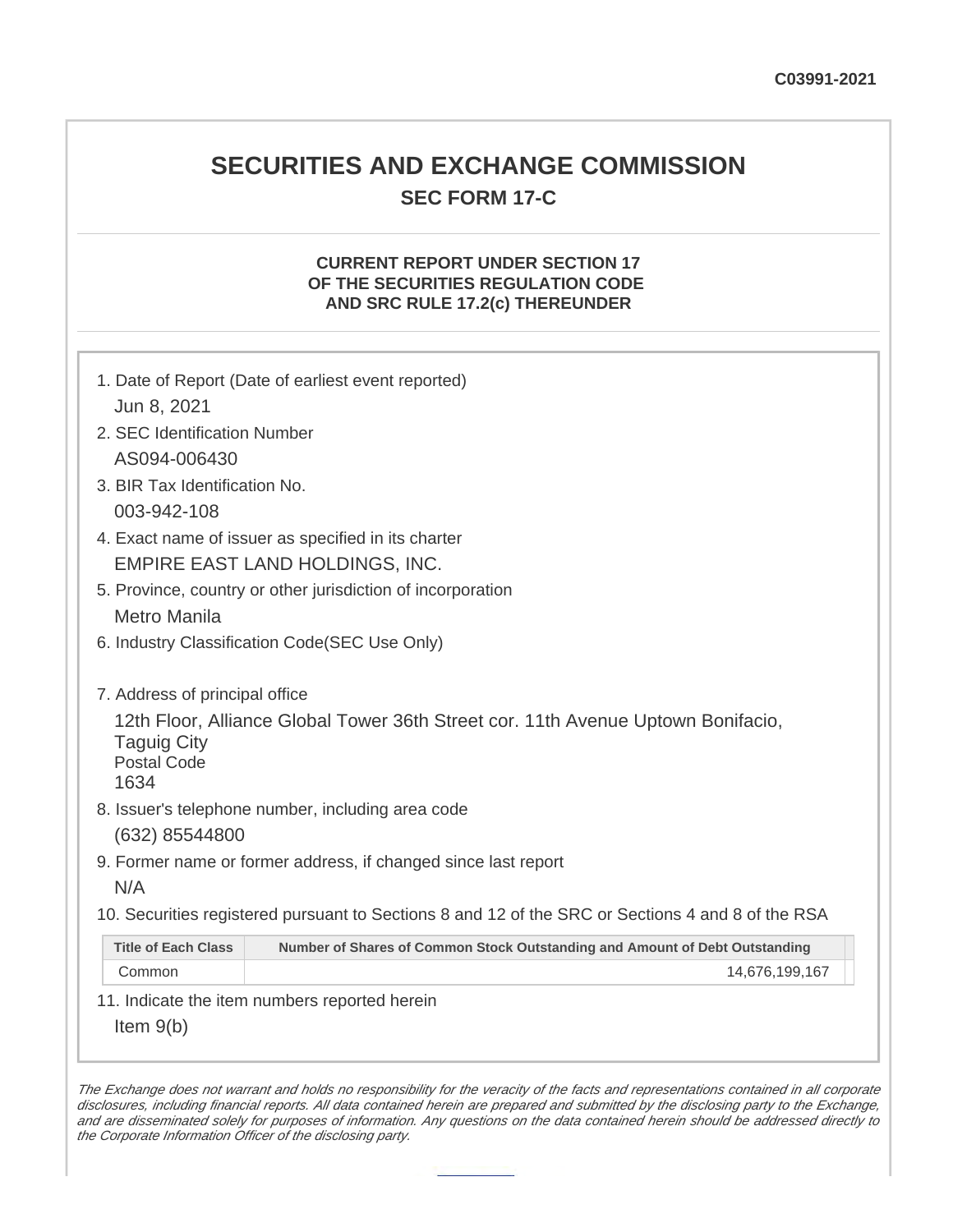C03991-2021

# SECURITIES AND EXCHANGE COMMISSION

## SEC FORM 17-C

### CURRENT REPORT UNDER SECTION 17 OF THE SECURITIES REGULATION CODE AND SRC RULE 17.2(c) THEREUNDER

1. Date of Report (Date of earliest event reported)

   Jun 8, 2021

2. SEC Identification Number

   AS094-006430

3. BIR Tax Identification No.

   003-942-108

4. Exact name of issuer as specified in its charter

   EMPIRE EAST LAND HOLDINGS, INC.

5. Province, country or other jurisdiction of incorporation

   Metro Manila

6. Industry Classification Code(SEC Use Only)

7. Address of principal office

   12th Floor, Alliance Global Tower 36th Street cor. 11th Avenue Uptown Bonifacio, Taguig City
   Postal Code
   1634

8. Issuer's telephone number, including area code

   (632) 85544800

9. Former name or former address, if changed since last report

   N/A

10. Securities registered pursuant to Sections 8 and 12 of the SRC or Sections 4 and 8 of the RSA

| Title of Each Class | Number of Shares of Common Stock Outstanding and Amount of Debt Outstanding |
|---|---|
| Common | 14,676,199,167 |

11. Indicate the item numbers reported herein

    Item 9(b)

*The Exchange does not warrant and holds no responsibility for the veracity of the facts and representations contained in all corporate disclosures, including financial reports. All data contained herein are prepared and submitted by the disclosing party to the Exchange, and are disseminated solely for purposes of information. Any questions on the data contained herein should be addressed directly to the Corporate Information Officer of the disclosing party.*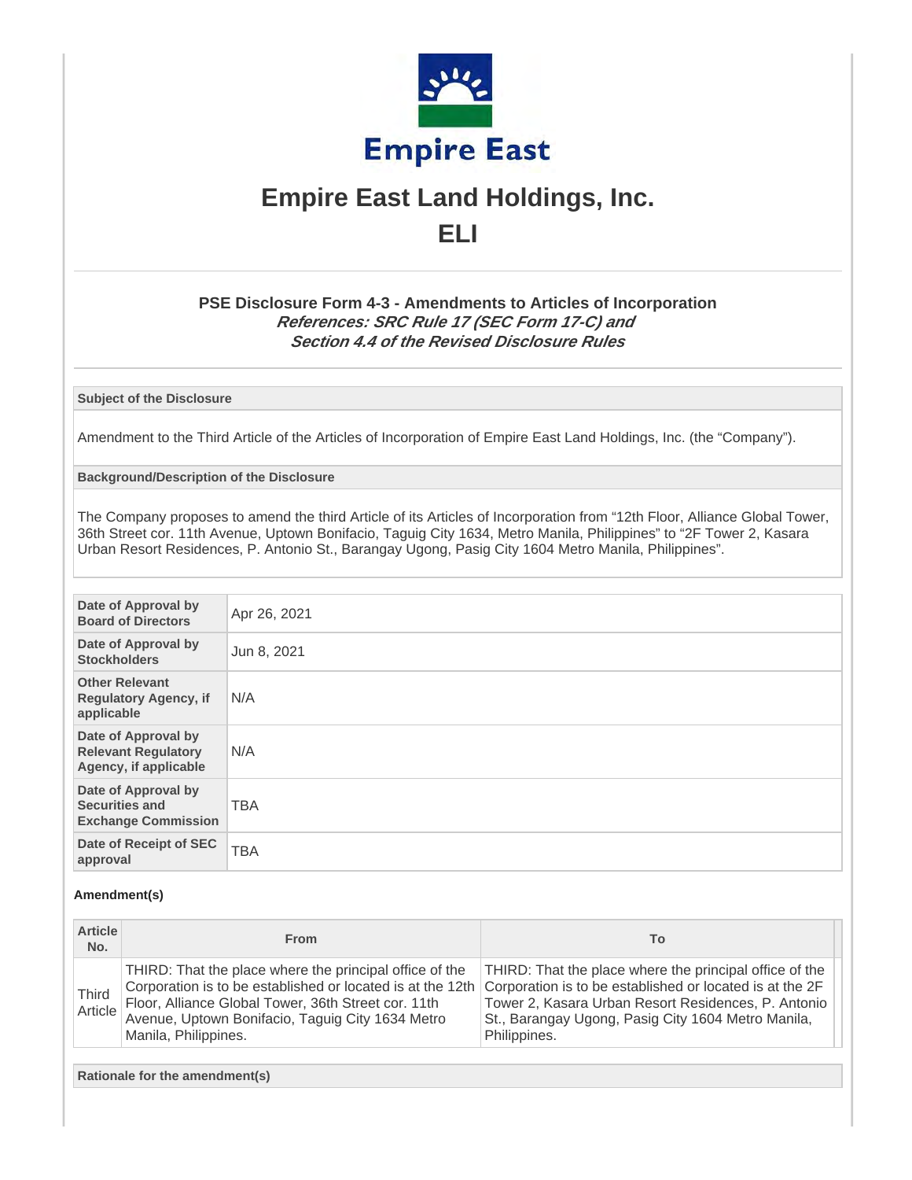# Empire East Land Holdings, Inc.

# ELI

### PSE Disclosure Form 4-3 - Amendments to Articles of Incorporation

***References: SRC Rule 17 (SEC Form 17-C) and Section 4.4 of the Revised Disclosure Rules***

**Subject of the Disclosure**

Amendment to the Third Article of the Articles of Incorporation of Empire East Land Holdings, Inc. (the "Company").

**Background/Description of the Disclosure**

The Company proposes to amend the third Article of its Articles of Incorporation from "12th Floor, Alliance Global Tower, 36th Street cor. 11th Avenue, Uptown Bonifacio, Taguig City 1634, Metro Manila, Philippines" to "2F Tower 2, Kasara Urban Resort Residences, P. Antonio St., Barangay Ugong, Pasig City 1604 Metro Manila, Philippines".

| | |
|---|---|
| **Date of Approval by Board of Directors** | Apr 26, 2021 |
| **Date of Approval by Stockholders** | Jun 8, 2021 |
| **Other Relevant Regulatory Agency, if applicable** | N/A |
| **Date of Approval by Relevant Regulatory Agency, if applicable** | N/A |
| **Date of Approval by Securities and Exchange Commission** | TBA |
| **Date of Receipt of SEC approval** | TBA |

**Amendment(s)**

| Article No. | From | To |
|---|---|---|
| Third Article | THIRD: That the place where the principal office of the Corporation is to be established or located is at the 12th Floor, Alliance Global Tower, 36th Street cor. 11th Avenue, Uptown Bonifacio, Taguig City 1634 Metro Manila, Philippines. | THIRD: That the place where the principal office of the Corporation is to be established or located is at the 2F Tower 2, Kasara Urban Resort Residences, P. Antonio St., Barangay Ugong, Pasig City 1604 Metro Manila, Philippines. |

**Rationale for the amendment(s)**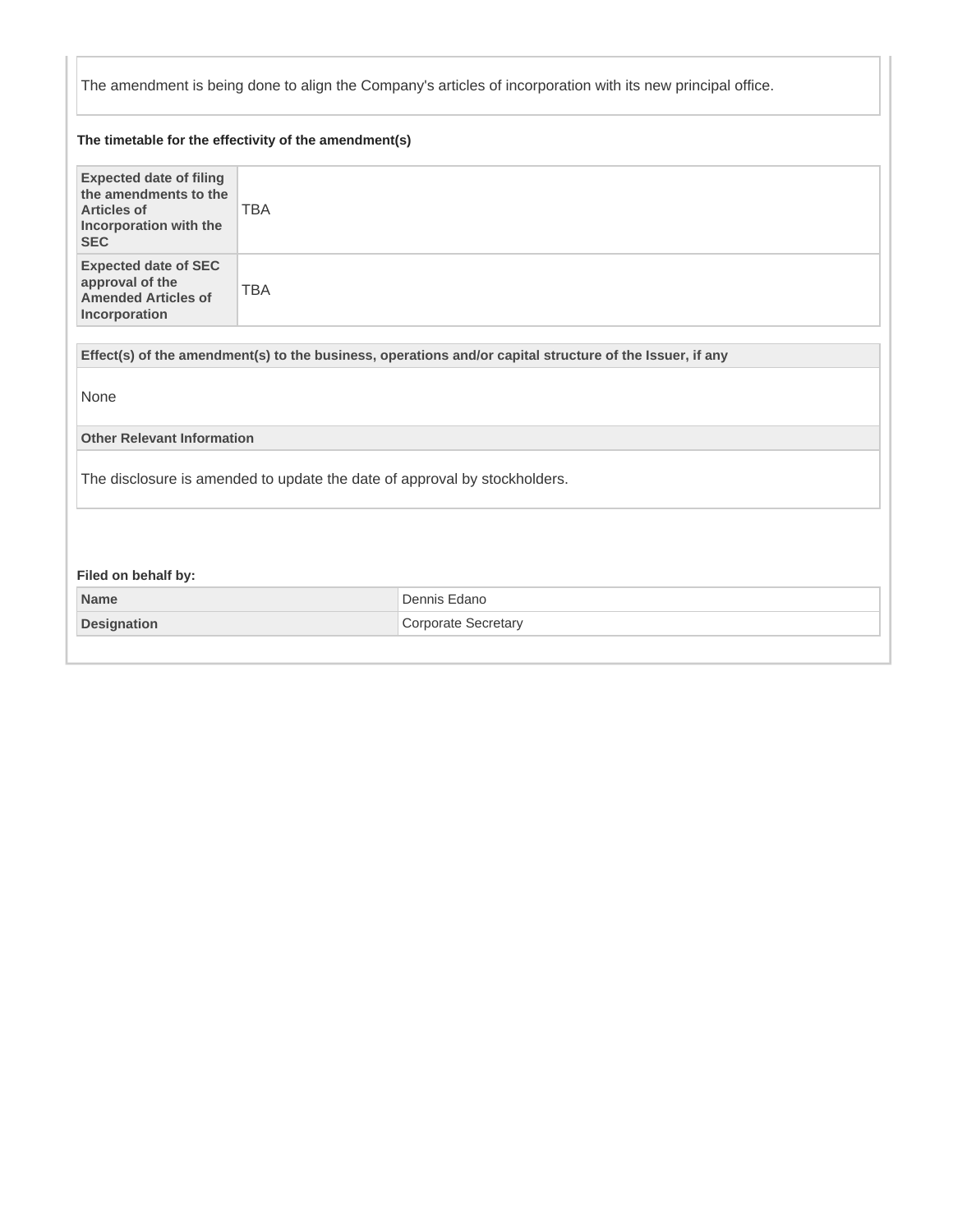The amendment is being done to align the Company's articles of incorporation with its new principal office.

**The timetable for the effectivity of the amendment(s)**

| | |
|---|---|
| **Expected date of filing the amendments to the Articles of Incorporation with the SEC** | TBA |
| **Expected date of SEC approval of the Amended Articles of Incorporation** | TBA |

**Effect(s) of the amendment(s) to the business, operations and/or capital structure of the Issuer, if any**

None

**Other Relevant Information**

The disclosure is amended to update the date of approval by stockholders.

**Filed on behalf by:**

| | |
|---|---|
| **Name** | Dennis Edano |
| **Designation** | Corporate Secretary |